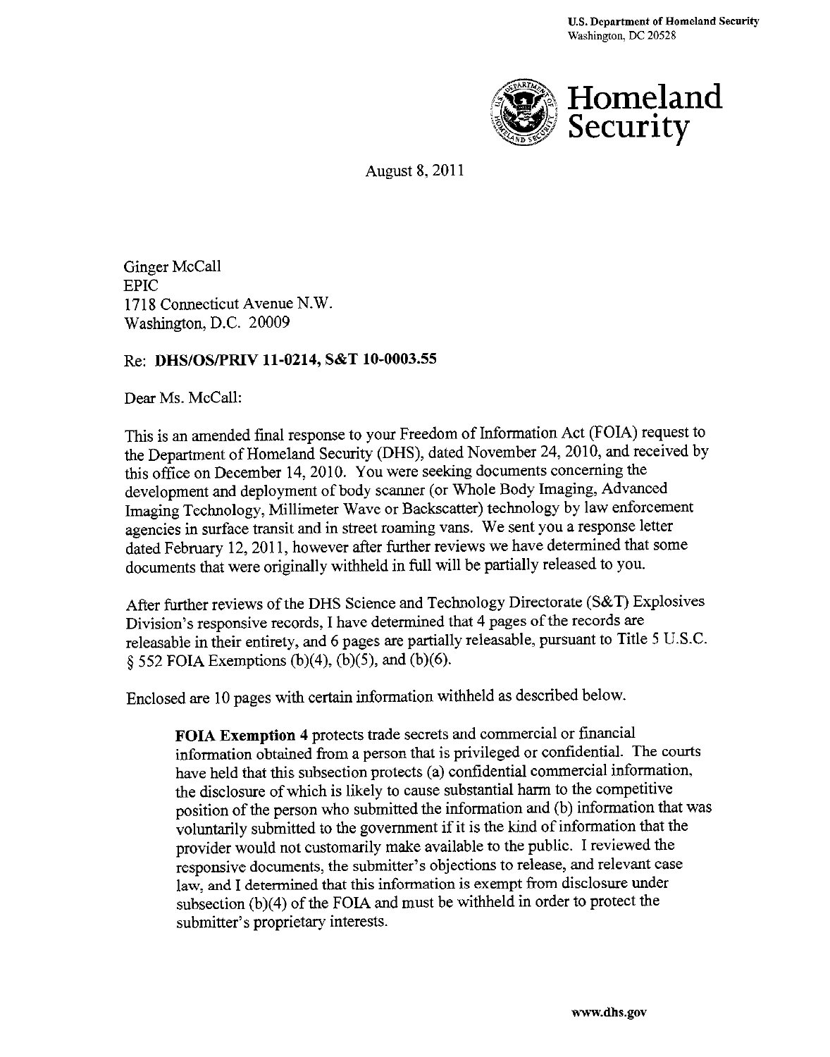U.S. Department of Homeland Security
Washington, DC 20528

**Homeland Security**

August 8, 2011

Ginger McCall
EPIC
1718 Connecticut Avenue N.W.
Washington, D.C. 20009

Re: **DHS/OS/PRIV 11-0214, S&T 10-0003.55**

Dear Ms. McCall:

This is an amended final response to your Freedom of Information Act (FOIA) request to the Department of Homeland Security (DHS), dated November 24, 2010, and received by this office on December 14, 2010. You were seeking documents concerning the development and deployment of body scanner (or Whole Body Imaging, Advanced Imaging Technology, Millimeter Wave or Backscatter) technology by law enforcement agencies in surface transit and in street roaming vans. We sent you a response letter dated February 12, 2011, however after further reviews we have determined that some documents that were originally withheld in full will be partially released to you.

After further reviews of the DHS Science and Technology Directorate (S&T) Explosives Division's responsive records, I have determined that 4 pages of the records are releasable in their entirety, and 6 pages are partially releasable, pursuant to Title 5 U.S.C. § 552 FOIA Exemptions (b)(4), (b)(5), and (b)(6).

Enclosed are 10 pages with certain information withheld as described below.

> **FOIA Exemption 4** protects trade secrets and commercial or financial information obtained from a person that is privileged or confidential. The courts have held that this subsection protects (a) confidential commercial information, the disclosure of which is likely to cause substantial harm to the competitive position of the person who submitted the information and (b) information that was voluntarily submitted to the government if it is the kind of information that the provider would not customarily make available to the public. I reviewed the responsive documents, the submitter's objections to release, and relevant case law, and I determined that this information is exempt from disclosure under subsection (b)(4) of the FOIA and must be withheld in order to protect the submitter's proprietary interests.

www.dhs.gov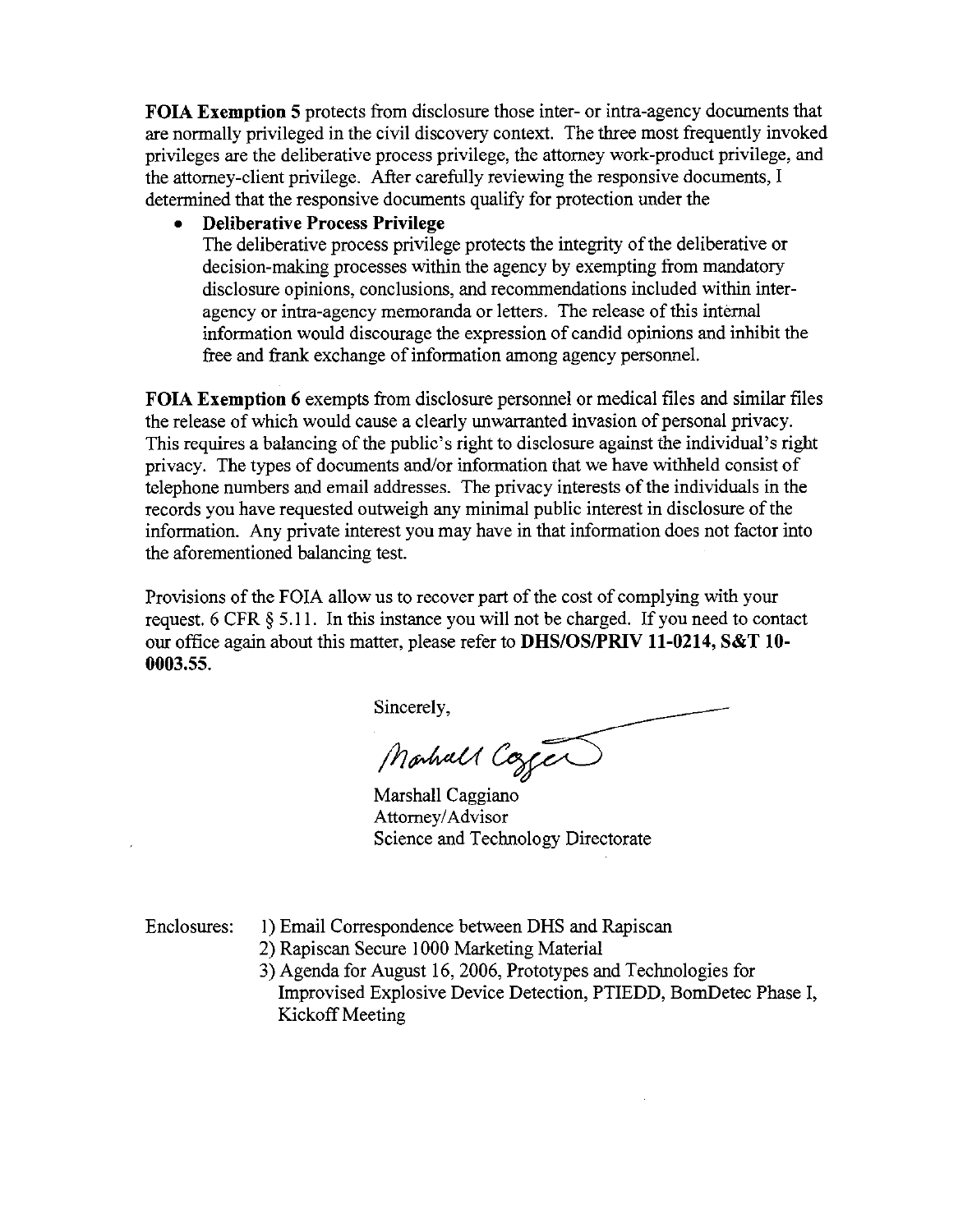**FOIA Exemption 5** protects from disclosure those inter- or intra-agency documents that are normally privileged in the civil discovery context. The three most frequently invoked privileges are the deliberative process privilege, the attorney work-product privilege, and the attorney-client privilege. After carefully reviewing the responsive documents, I determined that the responsive documents qualify for protection under the

- **Deliberative Process Privilege**
  The deliberative process privilege protects the integrity of the deliberative or decision-making processes within the agency by exempting from mandatory disclosure opinions, conclusions, and recommendations included within inter-agency or intra-agency memoranda or letters. The release of this internal information would discourage the expression of candid opinions and inhibit the free and frank exchange of information among agency personnel.

**FOIA Exemption 6** exempts from disclosure personnel or medical files and similar files the release of which would cause a clearly unwarranted invasion of personal privacy. This requires a balancing of the public's right to disclosure against the individual's right privacy. The types of documents and/or information that we have withheld consist of telephone numbers and email addresses. The privacy interests of the individuals in the records you have requested outweigh any minimal public interest in disclosure of the information. Any private interest you may have in that information does not factor into the aforementioned balancing test.

Provisions of the FOIA allow us to recover part of the cost of complying with your request. 6 CFR § 5.11. In this instance you will not be charged. If you need to contact our office again about this matter, please refer to **DHS/OS/PRIV 11-0214, S&T 10-0003.55.**

Sincerely,

Marshall Caggiano
Attorney/Advisor
Science and Technology Directorate

Enclosures:
1) Email Correspondence between DHS and Rapiscan
2) Rapiscan Secure 1000 Marketing Material
3) Agenda for August 16, 2006, Prototypes and Technologies for Improvised Explosive Device Detection, PTIEDD, BomDetec Phase I, Kickoff Meeting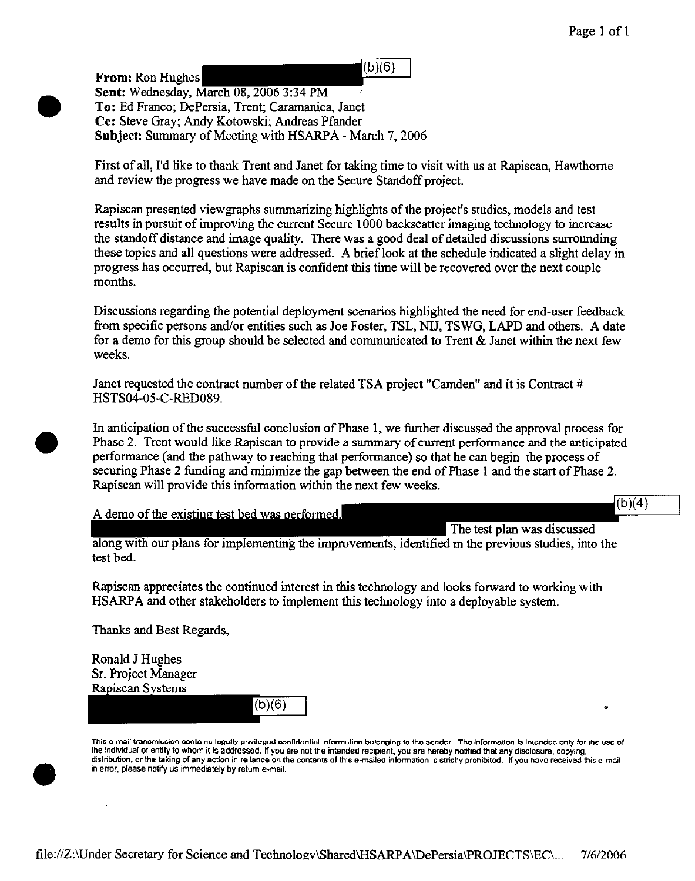**From:** Ron Hughes (b)(6)
**Sent:** Wednesday, March 08, 2006 3:34 PM
**To:** Ed Franco; DePersia, Trent; Caramanica, Janet
**Cc:** Steve Gray; Andy Kotowski; Andreas Pfander
**Subject:** Summary of Meeting with HSARPA - March 7, 2006

First of all, I'd like to thank Trent and Janet for taking time to visit with us at Rapiscan, Hawthorne and review the progress we have made on the Secure Standoff project.

Rapiscan presented viewgraphs summarizing highlights of the project's studies, models and test results in pursuit of improving the current Secure 1000 backscatter imaging technology to increase the standoff distance and image quality. There was a good deal of detailed discussions surrounding these topics and all questions were addressed. A brief look at the schedule indicated a slight delay in progress has occurred, but Rapiscan is confident this time will be recovered over the next couple months.

Discussions regarding the potential deployment scenarios highlighted the need for end-user feedback from specific persons and/or entities such as Joe Foster, TSL, NIJ, TSWG, LAPD and others. A date for a demo for this group should be selected and communicated to Trent & Janet within the next few weeks.

Janet requested the contract number of the related TSA project "Camden" and it is Contract # HSTS04-05-C-RED089.

In anticipation of the successful conclusion of Phase 1, we further discussed the approval process for Phase 2. Trent would like Rapiscan to provide a summary of current performance and the anticipated performance (and the pathway to reaching that performance) so that he can begin the process of securing Phase 2 funding and minimize the gap between the end of Phase 1 and the start of Phase 2. Rapiscan will provide this information within the next few weeks.

A demo of the existing test bed was performed. (b)(4) The test plan was discussed along with our plans for implementing the improvements, identified in the previous studies, into the test bed.

Rapiscan appreciates the continued interest in this technology and looks forward to working with HSARPA and other stakeholders to implement this technology into a deployable system.

Thanks and Best Regards,

Ronald J Hughes
Sr. Project Manager
Rapiscan Systems
(b)(6)

This e-mail transmission contains legally privileged confidential information belonging to the sender. The information is intended only for the use of the individual or entity to whom it is addressed. If you are not the intended recipient, you are hereby notified that any disclosure, copying, distribution, or the taking of any action in reliance on the contents of this e-mailed information is strictly prohibited. If you have received this e-mail in error, please notify us immediately by return e-mail.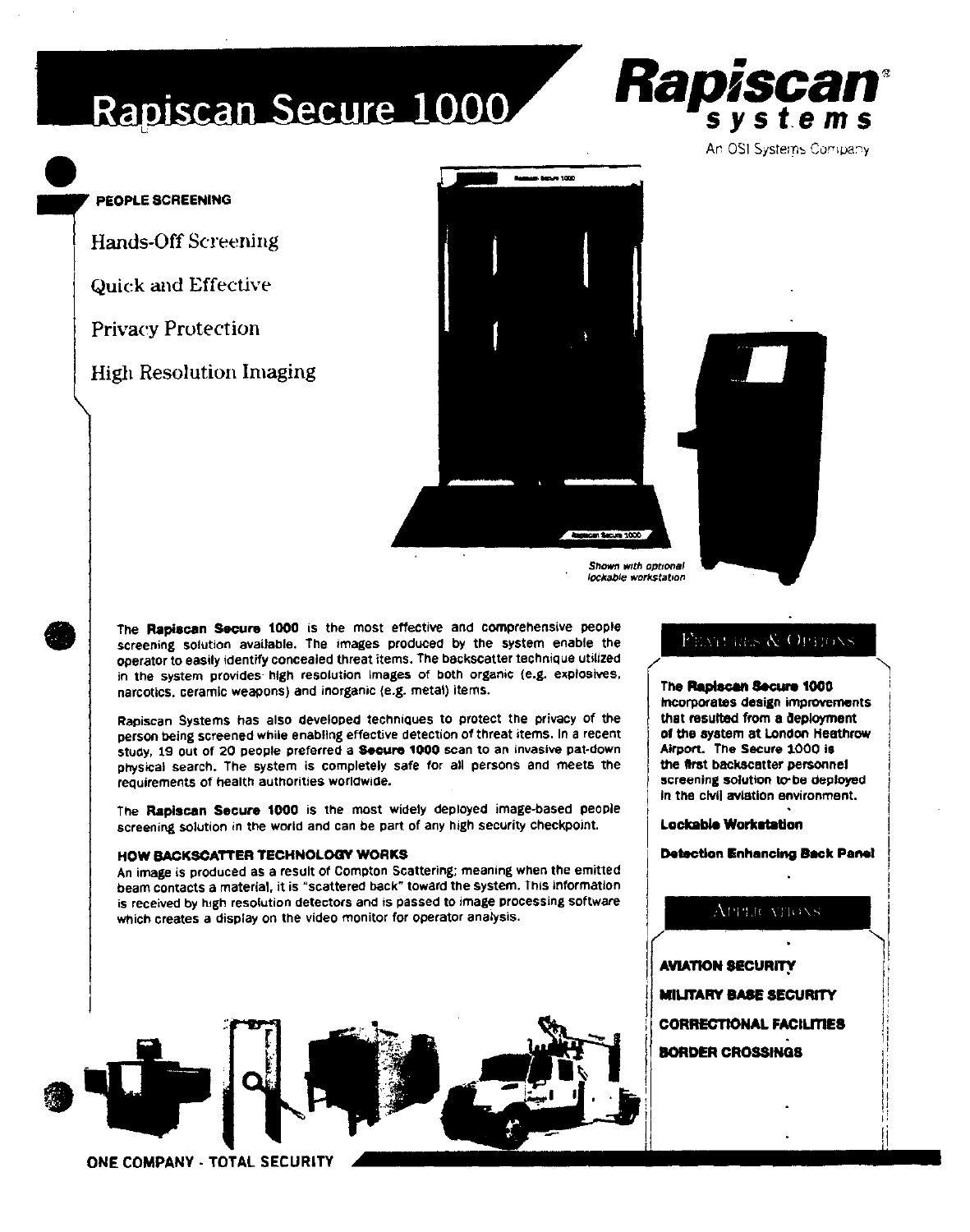# Rapiscan Secure 1000

**Rapiscan systems**
An OSI Systems Company

**PEOPLE SCREENING**

Hands-Off Screening

Quick and Effective

Privacy Protection

High Resolution Imaging

*Shown with optional lockable workstation*

The **Rapiscan Secure 1000** is the most effective and comprehensive people screening solution available. The images produced by the system enable the operator to easily identify concealed threat items. The backscatter technique utilized in the system provides high resolution images of both organic (e.g. explosives, narcotics, ceramic weapons) and inorganic (e.g. metal) items.

Rapiscan Systems has also developed techniques to protect the privacy of the person being screened while enabling effective detection of threat items. In a recent study, 19 out of 20 people preferred a **Secure 1000** scan to an invasive pat-down physical search. The system is completely safe for all persons and meets the requirements of health authorities worldwide.

The **Rapiscan Secure 1000** is the most widely deployed image-based people screening solution in the world and can be part of any high security checkpoint.

### HOW BACKSCATTER TECHNOLOGY WORKS

An image is produced as a result of Compton Scattering; meaning when the emitted beam contacts a material, it is "scattered back" toward the system. This information is received by high resolution detectors and is passed to image processing software which creates a display on the video monitor for operator analysis.

## FEATURES & OPTIONS

**The Rapiscan Secure 1000 incorporates design improvements that resulted from a deployment of the system at London Heathrow Airport. The Secure 1000 is the first backscatter personnel screening solution to be deployed in the civil aviation environment.**

**Lockable Workstation**

**Detection Enhancing Back Panel**

## APPLICATIONS

**AVIATION SECURITY**

**MILITARY BASE SECURITY**

**CORRECTIONAL FACILITIES**

**BORDER CROSSINGS**

**ONE COMPANY - TOTAL SECURITY**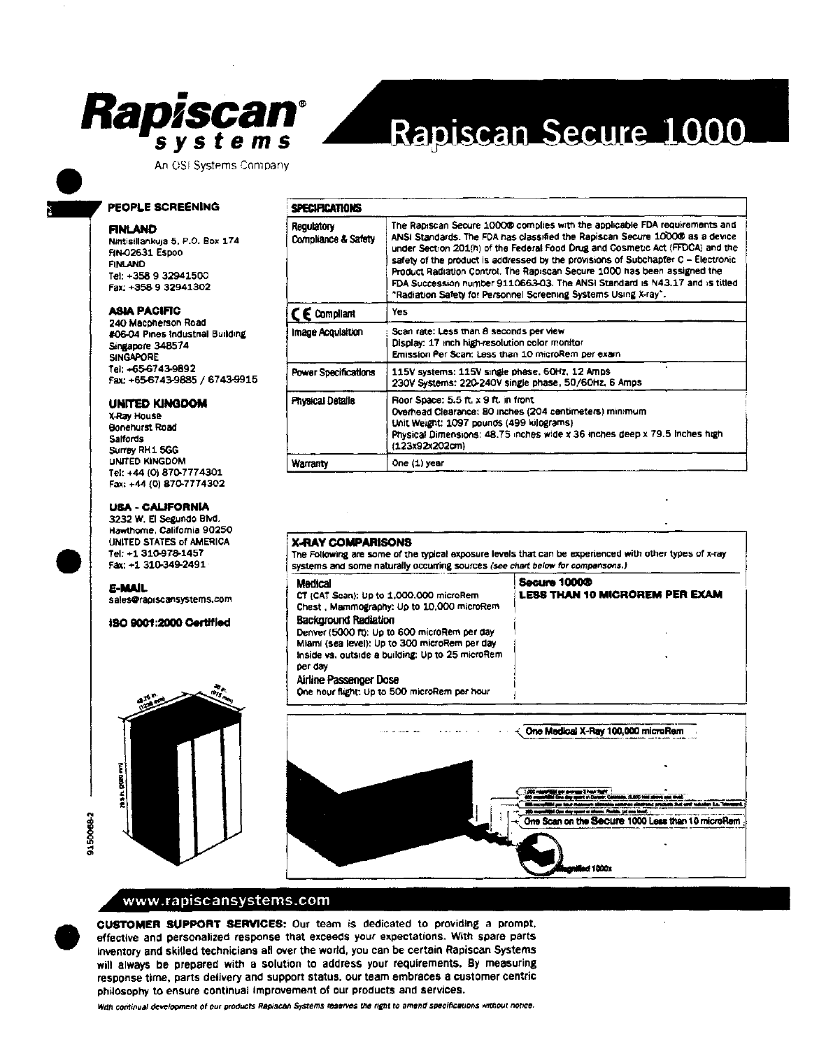# Rapiscan systems

An OSI Systems Company

# Rapiscan Secure 1000

## PEOPLE SCREENING

**FINLAND**
Nimtisillankuja 5, P.O. Box 174
FIN-02631 Espoo
FINLAND
Tel: +358 9 32941500
Fax: +358 9 32941302

**ASIA PACIFIC**
240 Macpherson Road
#06-04 Pines Industrial Building
Singapore 348574
SINGAPORE
Tel: +65-6743-9892
Fax: +65-6743-9885 / 6743-9915

**UNITED KINGDOM**
X-Ray House
Bonehurst Road
Salfords
Surrey RH1 5GG
UNITED KINGDOM
Tel: +44 (0) 870-7774301
Fax: +44 (0) 870-7774302

**USA - CALIFORNIA**
3232 W. El Segundo Blvd.
Hawthorne, California 90250
UNITED STATES of AMERICA
Tel: +1 310-978-1457
Fax: +1 310-349-2491

**E-MAIL**
sales@rapiscansystems.com

**ISO 9001:2000 Certified**

| SPECIFICATIONS | |
|---|---|
| Regulatory Compliance & Safety | The Rapiscan Secure 1000® complies with the applicable FDA requirements and ANSI Standards. The FDA has classified the Rapiscan Secure 1000® as a device under Section 201(h) of the Federal Food Drug and Cosmetic Act (FFDCA) and the safety of the product is addressed by the provisions of Subchapter C – Electronic Product Radiation Control. The Rapiscan Secure 1000 has been assigned the FDA Succession number 9110663-03. The ANSI Standard is N43.17 and is titled "Radiation Safety for Personnel Screening Systems Using X-ray". |
| CE Compliant | Yes |
| Image Acquisition | Scan rate: Less than 8 seconds per view<br>Display: 17 inch high-resolution color monitor<br>Emission Per Scan: Less than 10 microRem per exam |
| Power Specifications | 115V systems: 115V single phase, 60Hz, 12 Amps<br>230V Systems: 220-240V single phase, 50/60Hz, 6 Amps |
| Physical Details | Floor Space: 5.5 ft. x 9 ft. in front<br>Overhead Clearance: 80 inches (204 centimeters) minimum<br>Unit Weight: 1097 pounds (499 kilograms)<br>Physical Dimensions: 48.75 inches wide x 36 inches deep x 79.5 inches high (123x92x202cm) |
| Warranty | One (1) year |

## X-RAY COMPARISONS

The Following are some of the typical exposure levels that can be experienced with other types of x-ray systems and some naturally occurring sources *(see chart below for comparisons.)*

**Medical**
CT (CAT Scan): Up to 1,000,000 microRem
Chest , Mammography: Up to 10,000 microRem

**Background Radiation**
Denver (5000 ft): Up to 600 microRem per day
Miami (sea level): Up to 300 microRem per day
Inside vs. outside a building: Up to 25 microRem per day

**Airline Passenger Dose**
One hour flight: Up to 500 microRem per hour

**Secure 1000®**
**LESS THAN 10 MICROREM PER EXAM**

One Medical X-Ray 100,000 microRem

One Scan on the Secure 1000 Less than 10 microRem

Magnified 1000x

48.75 in. (1238 mm) · 36 in. (915 mm) · 79.5 in. (2020 mm)

9150068-2

## www.rapiscansystems.com

**CUSTOMER SUPPORT SERVICES:** Our team is dedicated to providing a prompt, effective and personalized response that exceeds your expectations. With spare parts inventory and skilled technicians all over the world, you can be certain Rapiscan Systems will always be prepared with a solution to address your requirements. By measuring response time, parts delivery and support status, our team embraces a customer centric philosophy to ensure continual improvement of our products and services.

*With continual development of our products Rapiscan Systems reserves the right to amend specifications without notice.*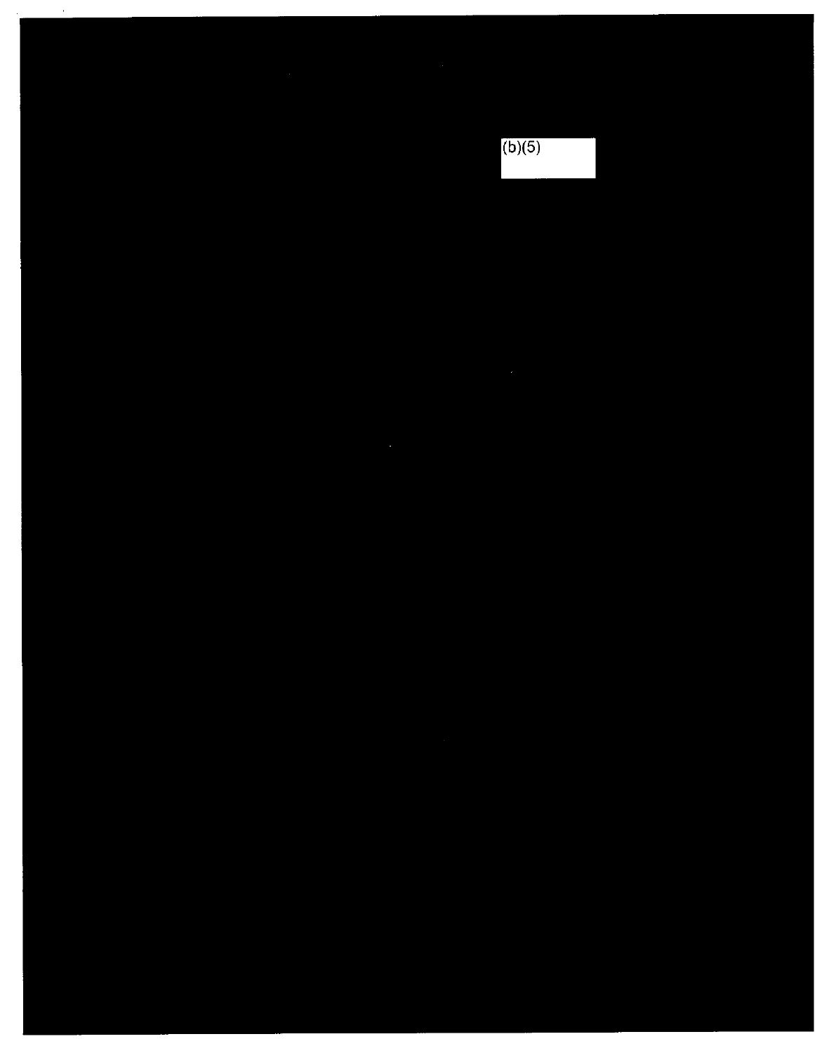(b)(5)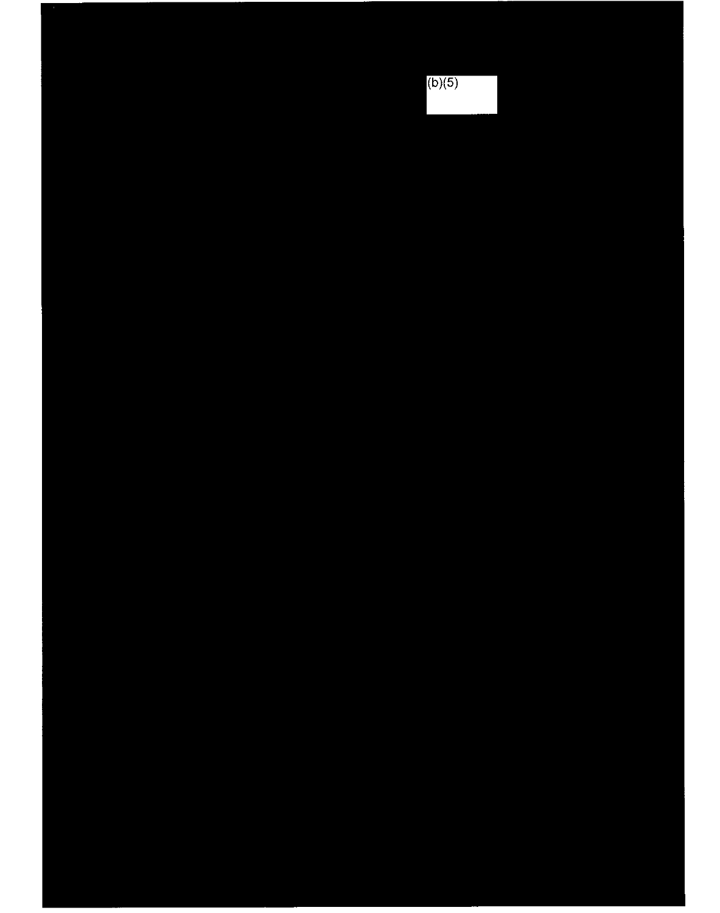(b)(5)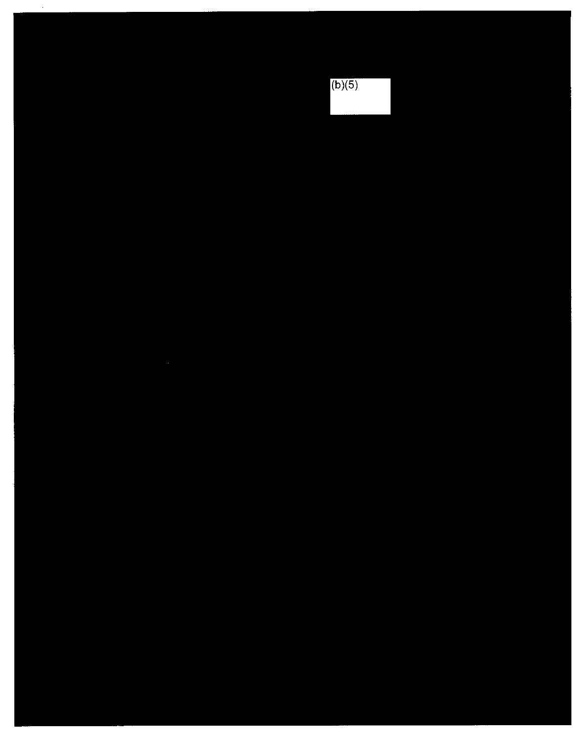(b)(5)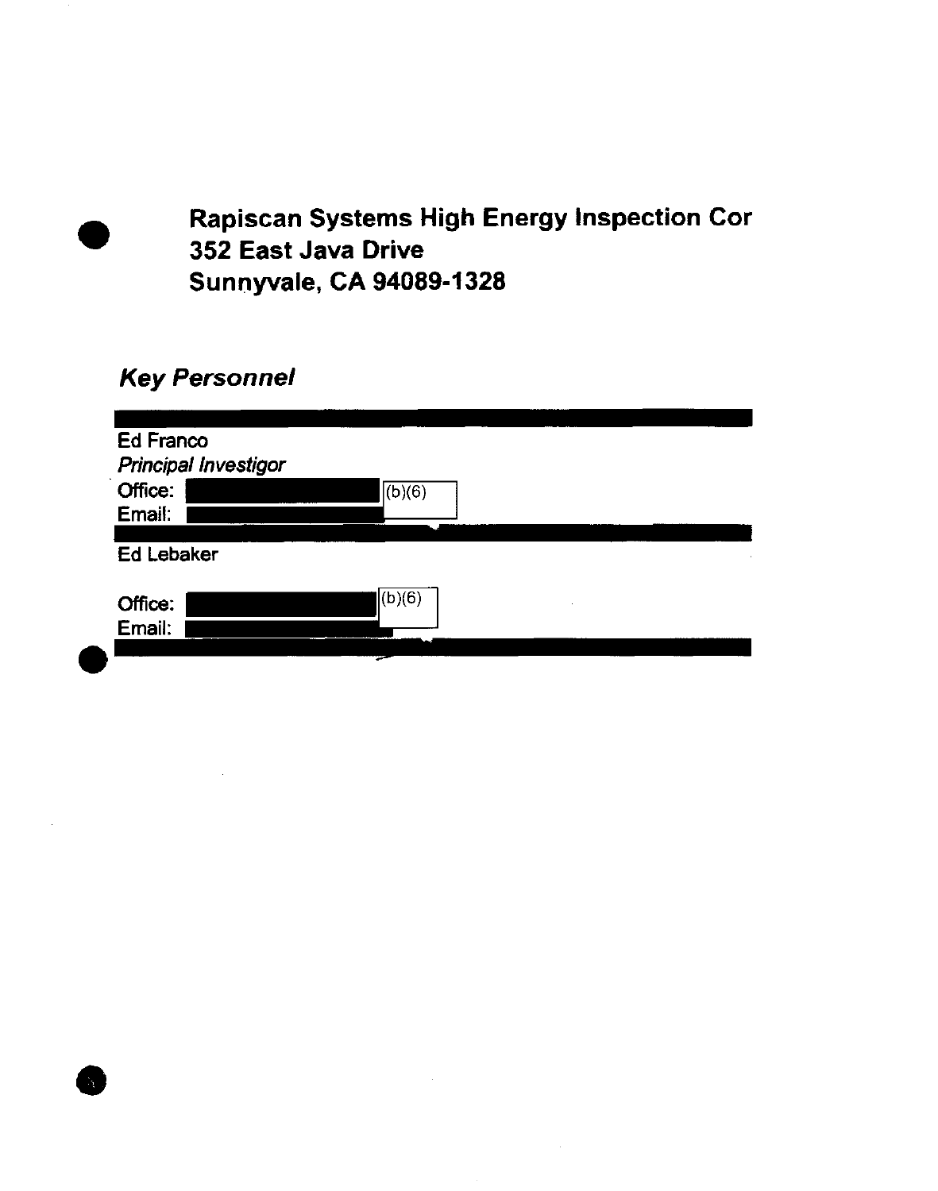**Rapiscan Systems High Energy Inspection Cor**
**352 East Java Drive**
**Sunnyvale, CA 94089-1328**

## *Key Personnel*

Ed Franco
*Principal Investigor*
Office: (b)(6)
Email:

Ed Lebaker

Office: (b)(6)
Email: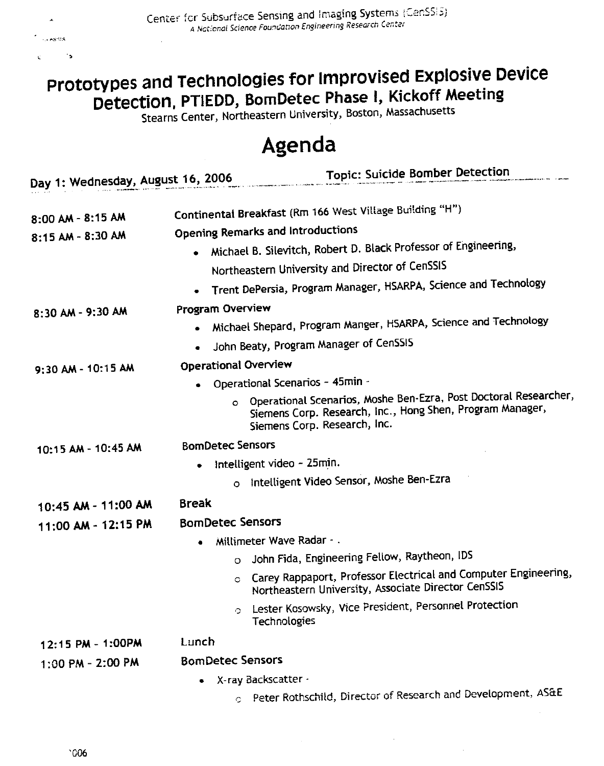Center for Subsurface Sensing and Imaging Systems (CenSSIS)
*A National Science Foundation Engineering Research Center*

# Prototypes and Technologies for Improvised Explosive Device Detection, PTIEDD, BomDetec Phase I, Kickoff Meeting

Stearns Center, Northeastern University, Boston, Massachusetts

# Agenda

**Day 1: Wednesday, August 16, 2006** — **Topic: Suicide Bomber Detection**

**8:00 AM - 8:15 AM** — **Continental Breakfast** (Rm 166 West Village Building "H")

**8:15 AM - 8:30 AM** — **Opening Remarks and Introductions**

- Michael B. Silevitch, Robert D. Black Professor of Engineering, Northeastern University and Director of CenSSIS
- Trent DePersia, Program Manager, HSARPA, Science and Technology

**8:30 AM - 9:30 AM** — **Program Overview**

- Michael Shepard, Program Manger, HSARPA, Science and Technology
- John Beaty, Program Manager of CenSSIS

**9:30 AM - 10:15 AM** — **Operational Overview**

- Operational Scenarios – 45min -
  - Operational Scenarios, Moshe Ben-Ezra, Post Doctoral Researcher, Siemens Corp. Research, Inc., Hong Shen, Program Manager, Siemens Corp. Research, Inc.

**10:15 AM - 10:45 AM** — **BomDetec Sensors**

- Intelligent video – 25min.
  - Intelligent Video Sensor, Moshe Ben-Ezra

**10:45 AM - 11:00 AM** — **Break**

**11:00 AM - 12:15 PM** — **BomDetec Sensors**

- Millimeter Wave Radar - .
  - John Fida, Engineering Fellow, Raytheon, IDS
  - Carey Rappaport, Professor Electrical and Computer Engineering, Northeastern University, Associate Director CenSSIS
  - Lester Kosowsky, Vice President, Personnel Protection Technologies

**12:15 PM - 1:00PM** — **Lunch**

**1:00 PM - 2:00 PM** — **BomDetec Sensors**

- X-ray Backscatter -
  - Peter Rothschild, Director of Research and Development, AS&E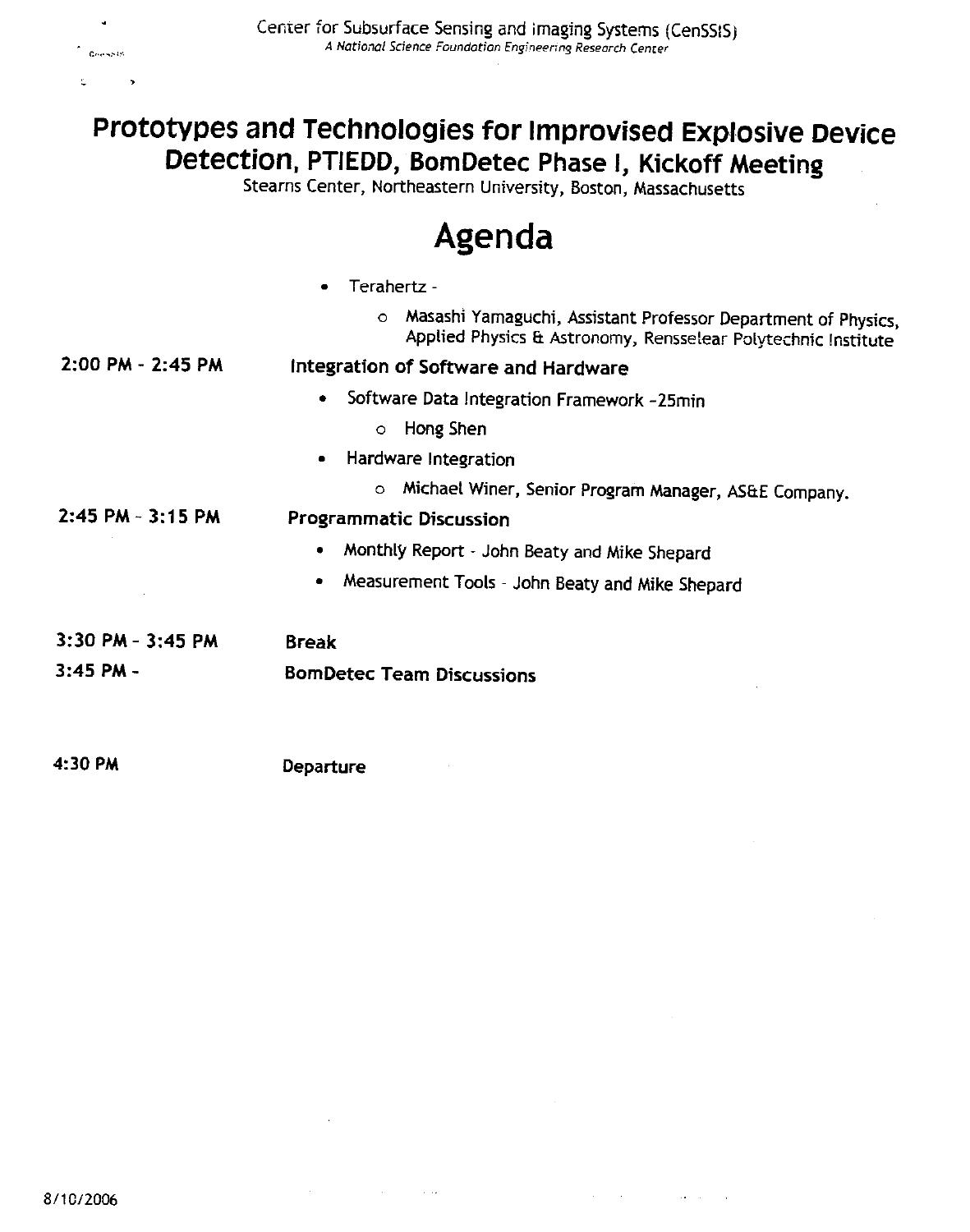Center for Subsurface Sensing and Imaging Systems (CenSSIS)
*A National Science Foundation Engineering Research Center*

# Prototypes and Technologies for Improvised Explosive Device Detection, PTIEDD, BomDetec Phase I, Kickoff Meeting

Stearns Center, Northeastern University, Boston, Massachusetts

# Agenda

- Terahertz -
  - Masashi Yamaguchi, Assistant Professor Department of Physics, Applied Physics & Astronomy, Rensselear Polytechnic Institute

**2:00 PM - 2:45 PM** — **Integration of Software and Hardware**

- Software Data Integration Framework -25min
  - Hong Shen
- Hardware Integration
  - Michael Winer, Senior Program Manager, AS&E Company.

**2:45 PM - 3:15 PM** — **Programmatic Discussion**

- Monthly Report - John Beaty and Mike Shepard
- Measurement Tools - John Beaty and Mike Shepard

**3:30 PM - 3:45 PM** — **Break**

**3:45 PM -** — **BomDetec Team Discussions**

**4:30 PM** — **Departure**

8/10/2006